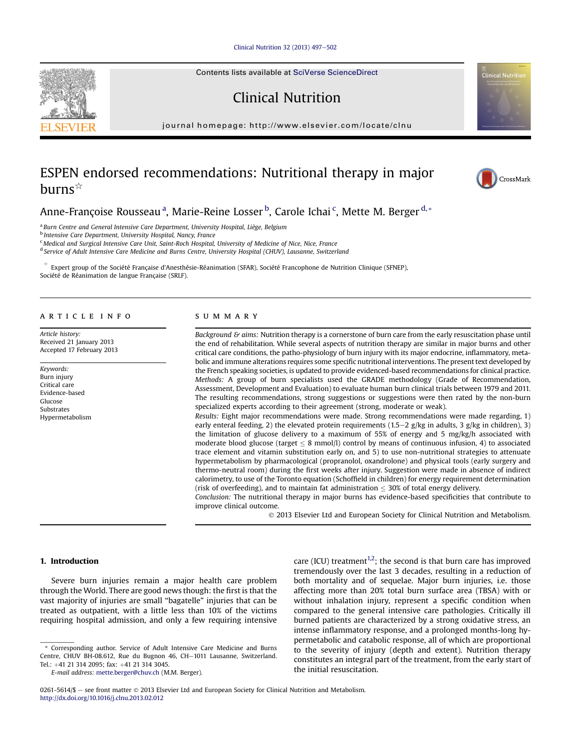# ESPEN endorsed recommendations: Nutritional therapy in major burns☆

Anne-Françoise Rousseau [a], Marie-Reine Losser [b], Carole Ichai [c], Mette M. Berger [d,*]

[a] Burn Centre and General Intensive Care Department, University Hospital, Liège, Belgium
[b] Intensive Care Department, University Hospital, Nancy, France
[c] Medical and Surgical Intensive Care Unit, Saint-Roch Hospital, University of Medicine of Nice, Nice, France
[d] Service of Adult Intensive Care Medicine and Burns Centre, University Hospital (CHUV), Lausanne, Switzerland

☆ Expert group of the Société Française d'Anesthésie-Réanimation (SFAR), Société Francophone de Nutrition Clinique (SFNEP), Société de Réanimation de langue Française (SRLF).

## ARTICLE INFO

*Article history:*
Received 21 January 2013
Accepted 17 February 2013

*Keywords:*
Burn injury
Critical care
Evidence-based
Glucose
Substrates
Hypermetabolism

## SUMMARY

*Background & aims:* Nutrition therapy is a cornerstone of burn care from the early resuscitation phase until the end of rehabilitation. While several aspects of nutrition therapy are similar in major burns and other critical care conditions, the patho-physiology of burn injury with its major endocrine, inflammatory, metabolic and immune alterations requires some specific nutritional interventions. The present text developed by the French speaking societies, is updated to provide evidenced-based recommendations for clinical practice.

*Methods:* A group of burn specialists used the GRADE methodology (Grade of Recommendation, Assessment, Development and Evaluation) to evaluate human burn clinical trials between 1979 and 2011. The resulting recommendations, strong suggestions or suggestions were then rated by the non-burn specialized experts according to their agreement (strong, moderate or weak).

*Results:* Eight major recommendations were made. Strong recommendations were made regarding, 1) early enteral feeding, 2) the elevated protein requirements (1.5–2 g/kg in adults, 3 g/kg in children), 3) the limitation of glucose delivery to a maximum of 55% of energy and 5 mg/kg/h associated with moderate blood glucose (target $\leq$ 8 mmol/l) control by means of continuous infusion, 4) to associated trace element and vitamin substitution early on, and 5) to use non-nutritional strategies to attenuate hypermetabolism by pharmacological (propranolol, oxandrolone) and physical tools (early surgery and thermo-neutral room) during the first weeks after injury. Suggestion were made in absence of indirect calorimetry, to use of the Toronto equation (Schoffield in children) for energy requirement determination (risk of overfeeding), and to maintain fat administration $\leq$ 30% of total energy delivery.

*Conclusion:* The nutritional therapy in major burns has evidence-based specificities that contribute to improve clinical outcome.

© 2013 Elsevier Ltd and European Society for Clinical Nutrition and Metabolism.

## 1. Introduction

Severe burn injuries remain a major health care problem through the World. There are good news though: the first is that the vast majority of injuries are small "bagatelle" injuries that can be treated as outpatient, with a little less than 10% of the victims requiring hospital admission, and only a few requiring intensive care (ICU) treatment[1,2]; the second is that burn care has improved tremendously over the last 3 decades, resulting in a reduction of both mortality and of sequelae. Major burn injuries, i.e. those affecting more than 20% total burn surface area (TBSA) with or without inhalation injury, represent a specific condition when compared to the general intensive care pathologies. Critically ill burned patients are characterized by a strong oxidative stress, an intense inflammatory response, and a prolonged months-long hypermetabolic and catabolic response, all of which are proportional to the severity of injury (depth and extent). Nutrition therapy constitutes an integral part of the treatment, from the early start of the initial resuscitation.

* Corresponding author. Service of Adult Intensive Care Medicine and Burns Centre, CHUV BH-08.612, Rue du Bugnon 46, CH–1011 Lausanne, Switzerland. Tel.: +41 21 314 2095; fax: +41 21 314 3045.
*E-mail address:* mette.berger@chuv.ch (M.M. Berger).

0261-5614/$ – see front matter © 2013 Elsevier Ltd and European Society for Clinical Nutrition and Metabolism.
http://dx.doi.org/10.1016/j.clnu.2013.02.012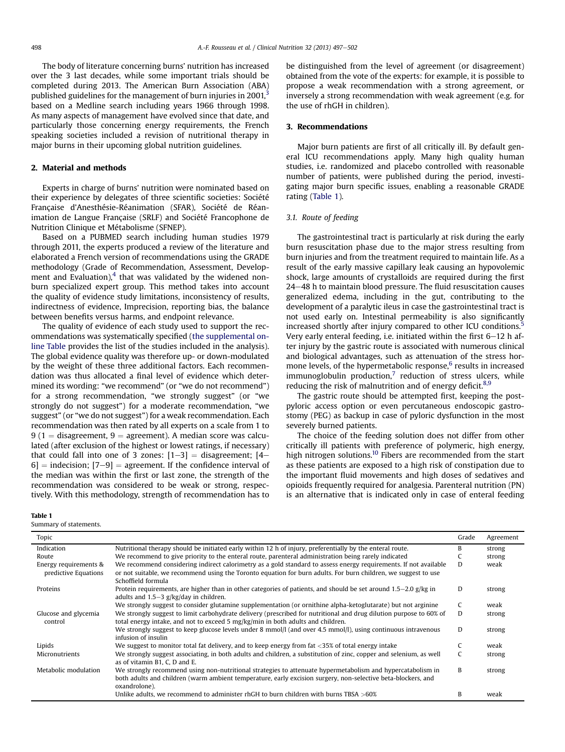The body of literature concerning burns' nutrition has increased over the 3 last decades, while some important trials should be completed during 2013. The American Burn Association (ABA) published guidelines for the management of burn injuries in 2001,[3] based on a Medline search including years 1966 through 1998. As many aspects of management have evolved since that date, and particularly those concerning energy requirements, the French speaking societies included a revision of nutritional therapy in major burns in their upcoming global nutrition guidelines.

## 2. Material and methods

Experts in charge of burns' nutrition were nominated based on their experience by delegates of three scientific societies: Société Française d'Anesthésie-Réanimation (SFAR), Société de Réanimation de Langue Française (SRLF) and Société Francophone de Nutrition Clinique et Métabolisme (SFNEP).

Based on a PUBMED search including human studies 1979 through 2011, the experts produced a review of the literature and elaborated a French version of recommendations using the GRADE methodology (Grade of Recommendation, Assessment, Development and Evaluation),[4] that was validated by the widened non-burn specialized expert group. This method takes into account the quality of evidence study limitations, inconsistency of results, indirectness of evidence, Imprecision, reporting bias, the balance between benefits versus harms, and endpoint relevance.

The quality of evidence of each study used to support the recommendations was systematically specified (the supplemental online Table provides the list of the studies included in the analysis). The global evidence quality was therefore up- or down-modulated by the weight of these three additional factors. Each recommendation was thus allocated a final level of evidence which determined its wording: "we recommend" (or "we do not recommend") for a strong recommendation, "we strongly suggest" (or "we strongly do not suggest") for a moderate recommendation, "we suggest" (or "we do not suggest") for a weak recommendation. Each recommendation was then rated by all experts on a scale from 1 to 9 (1 = disagreement, 9 = agreement). A median score was calculated (after exclusion of the highest or lowest ratings, if necessary) that could fall into one of 3 zones: [1–3] = disagreement; [4–6] = indecision; [7–9] = agreement. If the confidence interval of the median was within the first or last zone, the strength of the recommendation was considered to be weak or strong, respectively. With this methodology, strength of recommendation has to be distinguished from the level of agreement (or disagreement) obtained from the vote of the experts: for example, it is possible to propose a weak recommendation with a strong agreement, or inversely a strong recommendation with weak agreement (e.g. for the use of rhGH in children).

## 3. Recommendations

Major burn patients are first of all critically ill. By default general ICU recommendations apply. Many high quality human studies, i.e. randomized and placebo controlled with reasonable number of patients, were published during the period, investigating major burn specific issues, enabling a reasonable GRADE rating (Table 1).

### 3.1. Route of feeding

The gastrointestinal tract is particularly at risk during the early burn resuscitation phase due to the major stress resulting from burn injuries and from the treatment required to maintain life. As a result of the early massive capillary leak causing an hypovolemic shock, large amounts of crystalloids are required during the first 24–48 h to maintain blood pressure. The fluid resuscitation causes generalized edema, including in the gut, contributing to the development of a paralytic ileus in case the gastrointestinal tract is not used early on. Intestinal permeability is also significantly increased shortly after injury compared to other ICU conditions.[5] Very early enteral feeding, i.e. initiated within the first 6–12 h after injury by the gastric route is associated with numerous clinical and biological advantages, such as attenuation of the stress hormone levels, of the hypermetabolic response,[6] results in increased immunoglobulin production,[7] reduction of stress ulcers, while reducing the risk of malnutrition and of energy deficit.[8,9]

The gastric route should be attempted first, keeping the post-pyloric access option or even percutaneous endoscopic gastrostomy (PEG) as backup in case of pyloric dysfunction in the most severely burned patients.

The choice of the feeding solution does not differ from other critically ill patients with preference of polymeric, high energy, high nitrogen solutions.[10] Fibers are recommended from the start as these patients are exposed to a high risk of constipation due to the important fluid movements and high doses of sedatives and opioids frequently required for analgesia. Parenteral nutrition (PN) is an alternative that is indicated only in case of enteral feeding

**Table 1**
Summary of statements.

| Topic | | Grade | Agreement |
|---|---|---|---|
| Indication | Nutritional therapy should be initiated early within 12 h of injury, preferentially by the enteral route. | B | strong |
| Route | We recommend to give priority to the enteral route, parenteral administration being rarely indicated | C | strong |
| Energy requirements & predictive Equations | We recommend considering indirect calorimetry as a gold standard to assess energy requirements. If not available or not suitable, we recommend using the Toronto equation for burn adults. For burn children, we suggest to use Schoffield formula | D | weak |
| Proteins | Protein requirements, are higher than in other categories of patients, and should be set around 1.5–2.0 g/kg in adults and 1.5–3 g/kg/day in children. | D | strong |
| | We strongly suggest to consider glutamine supplementation (or ornithine alpha-ketoglutarate) but not arginine | C | weak |
| Glucose and glycemia control | We strongly suggest to limit carbohydrate delivery (prescribed for nutritional and drug dilution purpose to 60% of total energy intake, and not to exceed 5 mg/kg/min in both adults and children. | D | strong |
| | We strongly suggest to keep glucose levels under 8 mmol/l (and over 4.5 mmol/l), using continuous intravenous infusion of insulin | D | strong |
| Lipids | We suggest to monitor total fat delivery, and to keep energy from fat <35% of total energy intake | C | weak |
| Micronutrients | We strongly suggest associating, in both adults and children, a substitution of zinc, copper and selenium, as well as of vitamin B1, C, D and E. | C | strong |
| Metabolic modulation | We strongly recommend using non-nutritional strategies to attenuate hypermetabolism and hypercatabolism in both adults and children (warm ambient temperature, early excision surgery, non-selective beta-blockers, and oxandrolone). | B | strong |
| | Unlike adults, we recommend to administer rhGH to burn children with burns TBSA >60% | B | weak |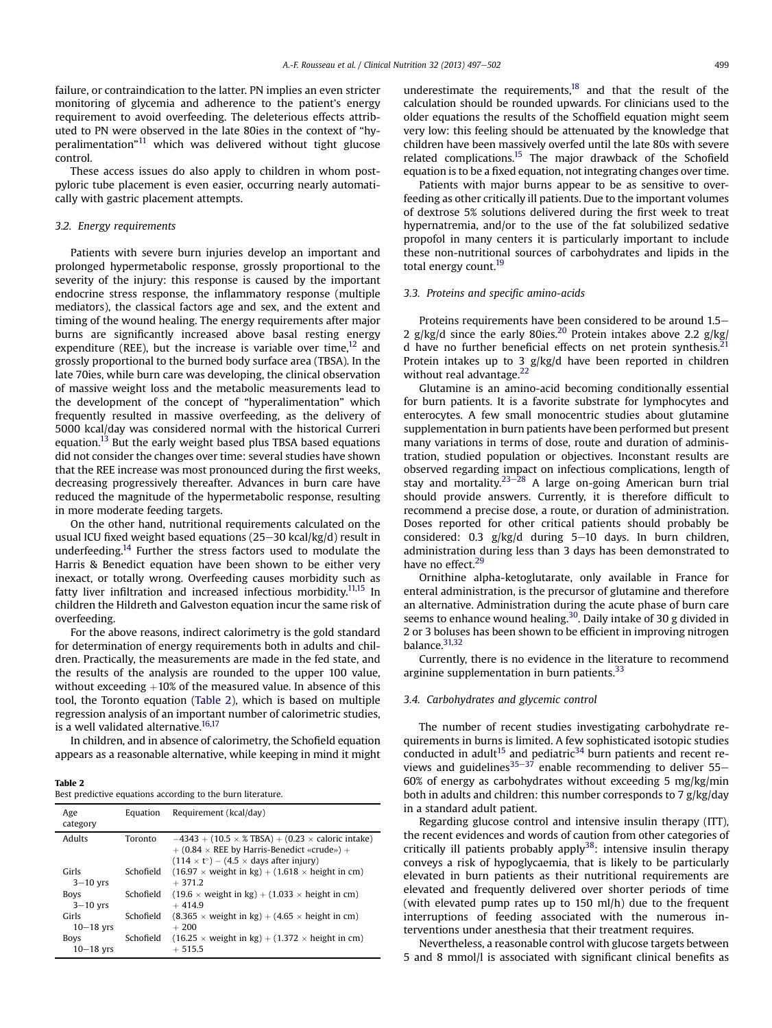failure, or contraindication to the latter. PN implies an even stricter monitoring of glycemia and adherence to the patient's energy requirement to avoid overfeeding. The deleterious effects attributed to PN were observed in the late 80ies in the context of "hyperalimentation"[11] which was delivered without tight glucose control.

These access issues do also apply to children in whom post-pyloric tube placement is even easier, occurring nearly automatically with gastric placement attempts.

### 3.2. Energy requirements

Patients with severe burn injuries develop an important and prolonged hypermetabolic response, grossly proportional to the severity of the injury: this response is caused by the important endocrine stress response, the inflammatory response (multiple mediators), the classical factors age and sex, and the extent and timing of the wound healing. The energy requirements after major burns are significantly increased above basal resting energy expenditure (REE), but the increase is variable over time,[12] and grossly proportional to the burned body surface area (TBSA). In the late 70ies, while burn care was developing, the clinical observation of massive weight loss and the metabolic measurements lead to the development of the concept of "hyperalimentation" which frequently resulted in massive overfeeding, as the delivery of 5000 kcal/day was considered normal with the historical Curreri equation.[13] But the early weight based plus TBSA based equations did not consider the changes over time: several studies have shown that the REE increase was most pronounced during the first weeks, decreasing progressively thereafter. Advances in burn care have reduced the magnitude of the hypermetabolic response, resulting in more moderate feeding targets.

On the other hand, nutritional requirements calculated on the usual ICU fixed weight based equations (25–30 kcal/kg/d) result in underfeeding.[14] Further the stress factors used to modulate the Harris & Benedict equation have been shown to be either very inexact, or totally wrong. Overfeeding causes morbidity such as fatty liver infiltration and increased infectious morbidity.[11,15] In children the Hildreth and Galveston equation incur the same risk of overfeeding.

For the above reasons, indirect calorimetry is the gold standard for determination of energy requirements both in adults and children. Practically, the measurements are made in the fed state, and the results of the analysis are rounded to the upper 100 value, without exceeding +10% of the measured value. In absence of this tool, the Toronto equation (Table 2), which is based on multiple regression analysis of an important number of calorimetric studies, is a well validated alternative.[16,17]

In children, and in absence of calorimetry, the Schofield equation appears as a reasonable alternative, while keeping in mind it might underestimate the requirements,[18] and that the result of the calculation should be rounded upwards. For clinicians used to the older equations the results of the Schoffield equation might seem very low: this feeling should be attenuated by the knowledge that children have been massively overfed until the late 80s with severe related complications.[15] The major drawback of the Schofield equation is to be a fixed equation, not integrating changes over time.

Patients with major burns appear to be as sensitive to overfeeding as other critically ill patients. Due to the important volumes of dextrose 5% solutions delivered during the first week to treat hypernatremia, and/or to the use of the fat solubilized sedative propofol in many centers it is particularly important to include these non-nutritional sources of carbohydrates and lipids in the total energy count.[19]

**Table 2**
Best predictive equations according to the burn literature.

| Age category | Equation | Requirement (kcal/day) |
|---|---|---|
| Adults | Toronto | $-4343 + (10.5 \times \%\,\text{TBSA}) + (0.23 \times \text{caloric intake}) + (0.84 \times \text{REE by Harris-Benedict «crude»}) + (114 \times t^{\circ}) - (4.5 \times \text{days after injury})$ |
| Girls 3–10 yrs | Schofield | $(16.97 \times \text{weight in kg}) + (1.618 \times \text{height in cm}) + 371.2$ |
| Boys 3–10 yrs | Schofield | $(19.6 \times \text{weight in kg}) + (1.033 \times \text{height in cm}) + 414.9$ |
| Girls 10–18 yrs | Schofield | $(8.365 \times \text{weight in kg}) + (4.65 \times \text{height in cm}) + 200$ |
| Boys 10–18 yrs | Schofield | $(16.25 \times \text{weight in kg}) + (1.372 \times \text{height in cm}) + 515.5$ |

### 3.3. Proteins and specific amino-acids

Proteins requirements have been considered to be around 1.5–2 g/kg/d since the early 80ies.[20] Protein intakes above 2.2 g/kg/d have no further beneficial effects on net protein synthesis.[21] Protein intakes up to 3 g/kg/d have been reported in children without real advantage.[22]

Glutamine is an amino-acid becoming conditionally essential for burn patients. It is a favorite substrate for lymphocytes and enterocytes. A few small monocentric studies about glutamine supplementation in burn patients have been performed but present many variations in terms of dose, route and duration of administration, studied population or objectives. Inconstant results are observed regarding impact on infectious complications, length of stay and mortality.[23–28] A large on-going American burn trial should provide answers. Currently, it is therefore difficult to recommend a precise dose, a route, or duration of administration. Doses reported for other critical patients should probably be considered: 0.3 g/kg/d during 5–10 days. In burn children, administration during less than 3 days has been demonstrated to have no effect.[29]

Ornithine alpha-ketoglutarate, only available in France for enteral administration, is the precursor of glutamine and therefore an alternative. Administration during the acute phase of burn care seems to enhance wound healing.[30]. Daily intake of 30 g divided in 2 or 3 boluses has been shown to be efficient in improving nitrogen balance.[31,32]

Currently, there is no evidence in the literature to recommend arginine supplementation in burn patients.[33]

### 3.4. Carbohydrates and glycemic control

The number of recent studies investigating carbohydrate requirements in burns is limited. A few sophisticated isotopic studies conducted in adult[15] and pediatric[34] burn patients and recent reviews and guidelines[35–37] enable recommending to deliver 55–60% of energy as carbohydrates without exceeding 5 mg/kg/min both in adults and children: this number corresponds to 7 g/kg/day in a standard adult patient.

Regarding glucose control and intensive insulin therapy (ITT), the recent evidences and words of caution from other categories of critically ill patients probably apply[38]: intensive insulin therapy conveys a risk of hypoglycaemia, that is likely to be particularly elevated in burn patients as their nutritional requirements are elevated and frequently delivered over shorter periods of time (with elevated pump rates up to 150 ml/h) due to the frequent interruptions of feeding associated with the numerous interventions under anesthesia that their treatment requires.

Nevertheless, a reasonable control with glucose targets between 5 and 8 mmol/l is associated with significant clinical benefits as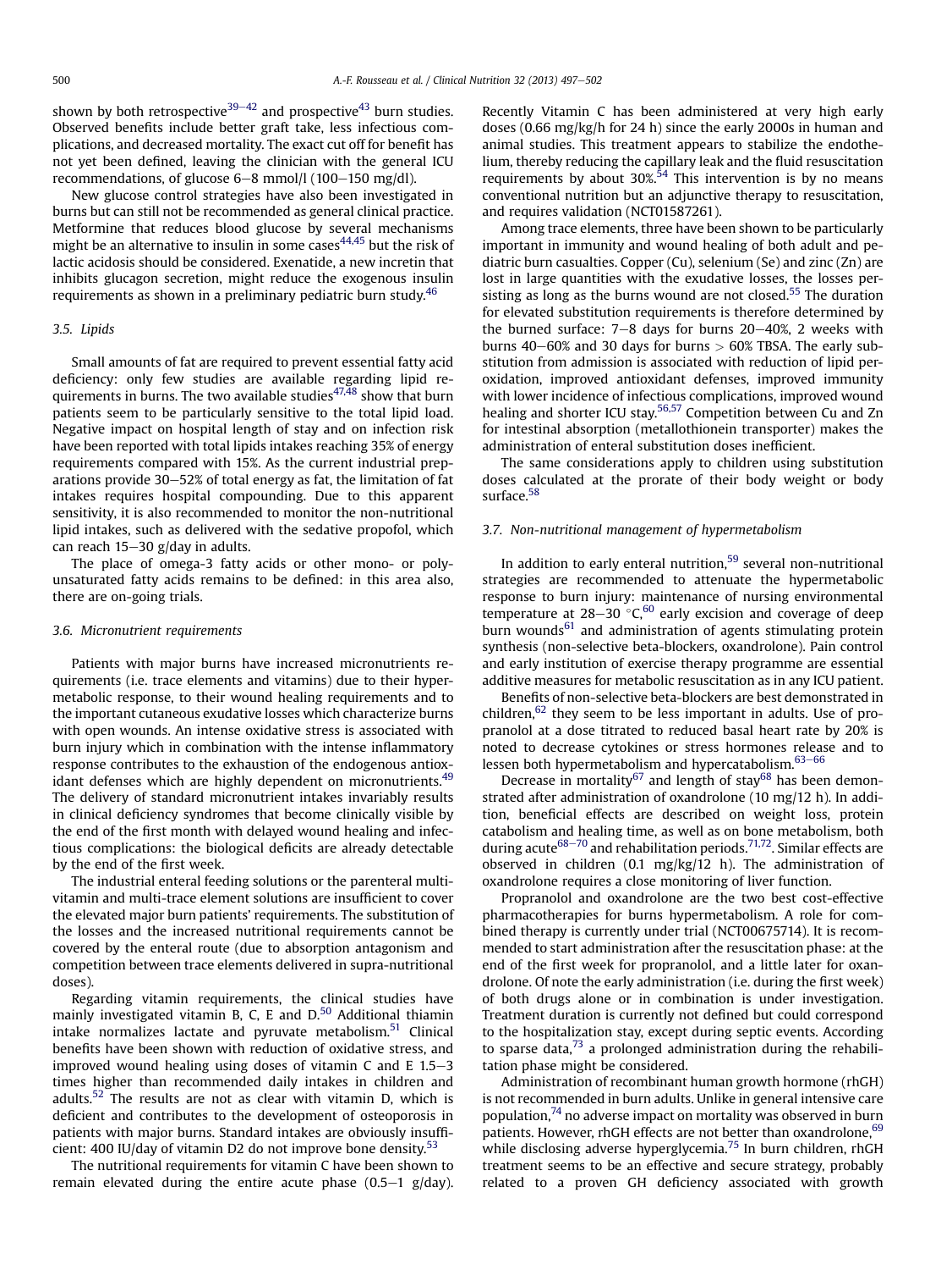shown by both retrospective[39–42] and prospective[43] burn studies. Observed benefits include better graft take, less infectious complications, and decreased mortality. The exact cut off for benefit has not yet been defined, leaving the clinician with the general ICU recommendations, of glucose 6–8 mmol/l (100–150 mg/dl).

New glucose control strategies have also been investigated in burns but can still not be recommended as general clinical practice. Metformine that reduces blood glucose by several mechanisms might be an alternative to insulin in some cases[44,45] but the risk of lactic acidosis should be considered. Exenatide, a new incretin that inhibits glucagon secretion, might reduce the exogenous insulin requirements as shown in a preliminary pediatric burn study.[46]

### 3.5. Lipids

Small amounts of fat are required to prevent essential fatty acid deficiency: only few studies are available regarding lipid requirements in burns. The two available studies[47,48] show that burn patients seem to be particularly sensitive to the total lipid load. Negative impact on hospital length of stay and on infection risk have been reported with total lipids intakes reaching 35% of energy requirements compared with 15%. As the current industrial preparations provide 30–52% of total energy as fat, the limitation of fat intakes requires hospital compounding. Due to this apparent sensitivity, it is also recommended to monitor the non-nutritional lipid intakes, such as delivered with the sedative propofol, which can reach 15–30 g/day in adults.

The place of omega-3 fatty acids or other mono- or polyunsaturated fatty acids remains to be defined: in this area also, there are on-going trials.

### 3.6. Micronutrient requirements

Patients with major burns have increased micronutrients requirements (i.e. trace elements and vitamins) due to their hypermetabolic response, to their wound healing requirements and to the important cutaneous exudative losses which characterize burns with open wounds. An intense oxidative stress is associated with burn injury which in combination with the intense inflammatory response contributes to the exhaustion of the endogenous antioxidant defenses which are highly dependent on micronutrients.[49] The delivery of standard micronutrient intakes invariably results in clinical deficiency syndromes that become clinically visible by the end of the first month with delayed wound healing and infectious complications: the biological deficits are already detectable by the end of the first week.

The industrial enteral feeding solutions or the parenteral multivitamin and multi-trace element solutions are insufficient to cover the elevated major burn patients' requirements. The substitution of the losses and the increased nutritional requirements cannot be covered by the enteral route (due to absorption antagonism and competition between trace elements delivered in supra-nutritional doses).

Regarding vitamin requirements, the clinical studies have mainly investigated vitamin B, C, E and D.[50] Additional thiamin intake normalizes lactate and pyruvate metabolism.[51] Clinical benefits have been shown with reduction of oxidative stress, and improved wound healing using doses of vitamin C and E 1.5–3 times higher than recommended daily intakes in children and adults.[52] The results are not as clear with vitamin D, which is deficient and contributes to the development of osteoporosis in patients with major burns. Standard intakes are obviously insufficient: 400 IU/day of vitamin D2 do not improve bone density.[53]

The nutritional requirements for vitamin C have been shown to remain elevated during the entire acute phase (0.5–1 g/day). Recently Vitamin C has been administered at very high early doses (0.66 mg/kg/h for 24 h) since the early 2000s in human and animal studies. This treatment appears to stabilize the endothelium, thereby reducing the capillary leak and the fluid resuscitation requirements by about 30%.[54] This intervention is by no means conventional nutrition but an adjunctive therapy to resuscitation, and requires validation (NCT01587261).

Among trace elements, three have been shown to be particularly important in immunity and wound healing of both adult and pediatric burn casualties. Copper (Cu), selenium (Se) and zinc (Zn) are lost in large quantities with the exudative losses, the losses persisting as long as the burns wound are not closed.[55] The duration for elevated substitution requirements is therefore determined by the burned surface: 7–8 days for burns 20–40%, 2 weeks with burns 40–60% and 30 days for burns > 60% TBSA. The early substitution from admission is associated with reduction of lipid peroxidation, improved antioxidant defenses, improved immunity with lower incidence of infectious complications, improved wound healing and shorter ICU stay.[56,57] Competition between Cu and Zn for intestinal absorption (metallothionein transporter) makes the administration of enteral substitution doses inefficient.

The same considerations apply to children using substitution doses calculated at the prorate of their body weight or body surface.[58]

### 3.7. Non-nutritional management of hypermetabolism

In addition to early enteral nutrition,[59] several non-nutritional strategies are recommended to attenuate the hypermetabolic response to burn injury: maintenance of nursing environmental temperature at 28–30 °C,[60] early excision and coverage of deep burn wounds[61] and administration of agents stimulating protein synthesis (non-selective beta-blockers, oxandrolone). Pain control and early institution of exercise therapy programme are essential additive measures for metabolic resuscitation as in any ICU patient.

Benefits of non-selective beta-blockers are best demonstrated in children,[62] they seem to be less important in adults. Use of propranolol at a dose titrated to reduced basal heart rate by 20% is noted to decrease cytokines or stress hormones release and to lessen both hypermetabolism and hypercatabolism.[63–66]

Decrease in mortality[67] and length of stay[68] has been demonstrated after administration of oxandrolone (10 mg/12 h). In addition, beneficial effects are described on weight loss, protein catabolism and healing time, as well as on bone metabolism, both during acute[68–70] and rehabilitation periods.[71,72]. Similar effects are observed in children (0.1 mg/kg/12 h). The administration of oxandrolone requires a close monitoring of liver function.

Propranolol and oxandrolone are the two best cost-effective pharmacotherapies for burns hypermetabolism. A role for combined therapy is currently under trial (NCT00675714). It is recommended to start administration after the resuscitation phase: at the end of the first week for propranolol, and a little later for oxandrolone. Of note the early administration (i.e. during the first week) of both drugs alone or in combination is under investigation. Treatment duration is currently not defined but could correspond to the hospitalization stay, except during septic events. According to sparse data,[73] a prolonged administration during the rehabilitation phase might be considered.

Administration of recombinant human growth hormone (rhGH) is not recommended in burn adults. Unlike in general intensive care population,[74] no adverse impact on mortality was observed in burn patients. However, rhGH effects are not better than oxandrolone,[69] while disclosing adverse hyperglycemia.[75] In burn children, rhGH treatment seems to be an effective and secure strategy, probably related to a proven GH deficiency associated with growth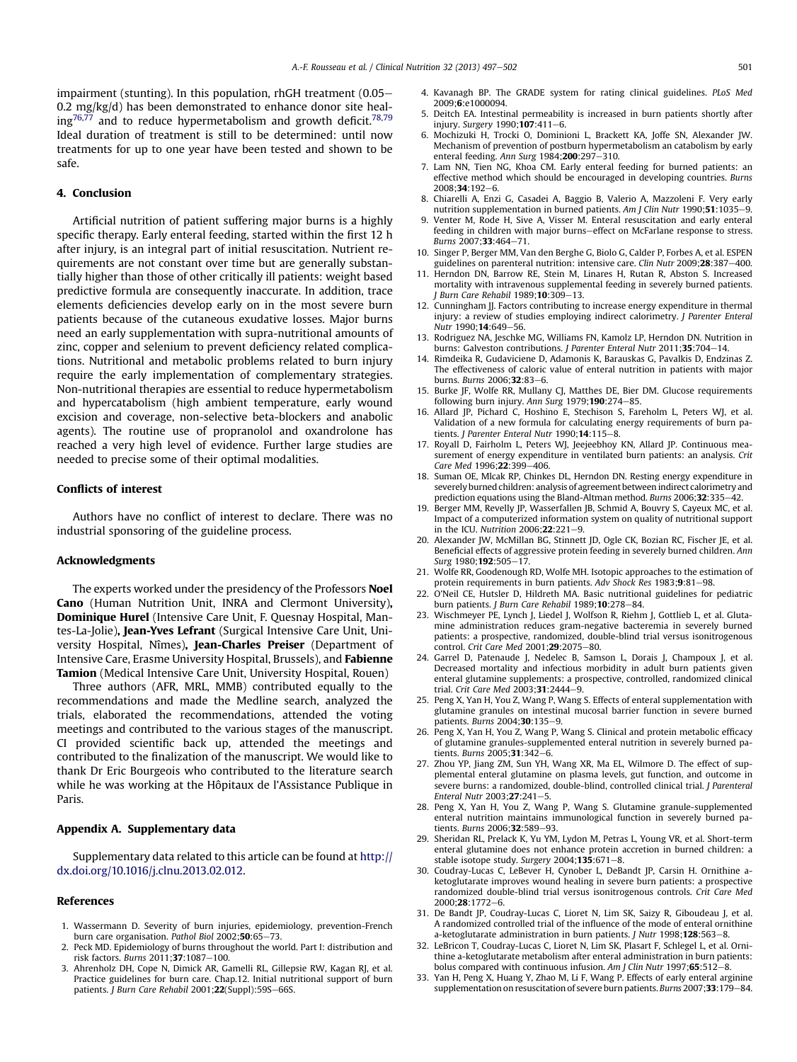impairment (stunting). In this population, rhGH treatment (0.05–0.2 mg/kg/d) has been demonstrated to enhance donor site healing[76,77] and to reduce hypermetabolism and growth deficit.[78,79] Ideal duration of treatment is still to be determined: until now treatments for up to one year have been tested and shown to be safe.

## 4. Conclusion

Artificial nutrition of patient suffering major burns is a highly specific therapy. Early enteral feeding, started within the first 12 h after injury, is an integral part of initial resuscitation. Nutrient requirements are not constant over time but are generally substantially higher than those of other critically ill patients: weight based predictive formula are consequently inaccurate. In addition, trace elements deficiencies develop early on in the most severe burn patients because of the cutaneous exudative losses. Major burns need an early supplementation with supra-nutritional amounts of zinc, copper and selenium to prevent deficiency related complications. Nutritional and metabolic problems related to burn injury require the early implementation of complementary strategies. Non-nutritional therapies are essential to reduce hypermetabolism and hypercatabolism (high ambient temperature, early wound excision and coverage, non-selective beta-blockers and anabolic agents). The routine use of propranolol and oxandrolone has reached a very high level of evidence. Further large studies are needed to precise some of their optimal modalities.

## Conflicts of interest

Authors have no conflict of interest to declare. There was no industrial sponsoring of the guideline process.

## Acknowledgments

The experts worked under the presidency of the Professors **Noel Cano** (Human Nutrition Unit, INRA and Clermont University), **Dominique Hurel** (Intensive Care Unit, F. Quesnay Hospital, Mantes-La-Jolie), **Jean-Yves Lefrant** (Surgical Intensive Care Unit, University Hospital, Nîmes), **Jean-Charles Preiser** (Department of Intensive Care, Erasme University Hospital, Brussels), and **Fabienne Tamion** (Medical Intensive Care Unit, University Hospital, Rouen)

Three authors (AFR, MRL, MMB) contributed equally to the recommendations and made the Medline search, analyzed the trials, elaborated the recommendations, attended the voting meetings and contributed to the various stages of the manuscript. CI provided scientific back up, attended the meetings and contributed to the finalization of the manuscript. We would like to thank Dr Eric Bourgeois who contributed to the literature search while he was working at the Hôpitaux de l'Assistance Publique in Paris.

## Appendix A. Supplementary data

Supplementary data related to this article can be found at http://dx.doi.org/10.1016/j.clnu.2013.02.012.

## References

1. Wassermann D. Severity of burn injuries, epidemiology, prevention-French burn care organisation. *Pathol Biol* 2002;**50**:65–73.
2. Peck MD. Epidemiology of burns throughout the world. Part I: distribution and risk factors. *Burns* 2011;**37**:1087–100.
3. Ahrenholz DH, Cope N, Dimick AR, Gamelli RL, Gillepsie RW, Kagan RJ, et al. Practice guidelines for burn care. Chap.12. Initial nutritional support of burn patients. *J Burn Care Rehabil* 2001;**22**(Suppl):59S–66S.
4. Kavanagh BP. The GRADE system for rating clinical guidelines. *PLoS Med* 2009;**6**:e1000094.
5. Deitch EA. Intestinal permeability is increased in burn patients shortly after injury. *Surgery* 1990;**107**:411–6.
6. Mochizuki H, Trocki O, Dominioni L, Brackett KA, Joffe SN, Alexander JW. Mechanism of prevention of postburn hypermetabolism an catabolism by early enteral feeding. *Ann Surg* 1984;**200**:297–310.
7. Lam NN, Tien NG, Khoa CM. Early enteral feeding for burned patients: an effective method which should be encouraged in developing countries. *Burns* 2008;**34**:192–6.
8. Chiarelli A, Enzi G, Casadei A, Baggio B, Valerio A, Mazzoleni F. Very early nutrition supplementation in burned patients. *Am J Clin Nutr* 1990;**51**:1035–9.
9. Venter M, Rode H, Sive A, Visser M. Enteral resuscitation and early enteral feeding in children with major burns—effect on McFarlane response to stress. *Burns* 2007;**33**:464–71.
10. Singer P, Berger MM, Van den Berghe G, Biolo G, Calder P, Forbes A, et al. ESPEN guidelines on parenteral nutrition: intensive care. *Clin Nutr* 2009;**28**:387–400.
11. Herndon DN, Barrow RE, Stein M, Linares H, Rutan R, Abston S. Increased mortality with intravenous supplemental feeding in severely burned patients. *J Burn Care Rehabil* 1989;**10**:309–13.
12. Cunningham JJ. Factors contributing to increase energy expenditure in thermal injury: a review of studies employing indirect calorimetry. *J Parenter Enteral Nutr* 1990;**14**:649–56.
13. Rodriguez NA, Jeschke MG, Williams FN, Kamolz LP, Herndon DN. Nutrition in burns: Galveston contributions. *J Parenter Enteral Nutr* 2011;**35**:704–14.
14. Rimdeika R, Gudaviciene D, Adamonis K, Barauskas G, Pavalkis D, Endzinas Z. The effectiveness of caloric value of enteral nutrition in patients with major burns. *Burns* 2006;**32**:83–6.
15. Burke JF, Wolfe RR, Mullany CJ, Matthes DE, Bier DM. Glucose requirements following burn injury. *Ann Surg* 1979;**190**:274–85.
16. Allard JP, Pichard C, Hoshino E, Stechison S, Fareholm L, Peters WJ, et al. Validation of a new formula for calculating energy requirements of burn patients. *J Parenter Enteral Nutr* 1990;**14**:115–8.
17. Royall D, Fairholm L, Peters WJ, Jeejeebhoy KN, Allard JP. Continuous measurement of energy expenditure in ventilated burn patients: an analysis. *Crit Care Med* 1996;**22**:399–406.
18. Suman OE, Mlcak RP, Chinkes DL, Herndon DN. Resting energy expenditure in severely burned children: analysis of agreement between indirect calorimetry and prediction equations using the Bland-Altman method. *Burns* 2006;**32**:335–42.
19. Berger MM, Revelly JP, Wasserfallen JB, Schmid A, Bouvry S, Cayeux MC, et al. Impact of a computerized information system on quality of nutritional support in the ICU. *Nutrition* 2006;**22**:221–9.
20. Alexander JW, McMillan BG, Stinnett JD, Ogle CK, Bozian RC, Fischer JE, et al. Beneficial effects of aggressive protein feeding in severely burned children. *Ann Surg* 1980;**192**:505–17.
21. Wolfe RR, Goodenough RD, Wolfe MH. Isotopic approaches to the estimation of protein requirements in burn patients. *Adv Shock Res* 1983;**9**:81–98.
22. O'Neil CE, Hutsler D, Hildreth MA. Basic nutritional guidelines for pediatric burn patients. *J Burn Care Rehabil* 1989;**10**:278–84.
23. Wischmeyer PE, Lynch J, Liedel J, Wolfson R, Riehm J, Gottlieb L, et al. Glutamine administration reduces gram-negative bacteremia in severely burned patients: a prospective, randomized, double-blind trial versus isonitrogenous control. *Crit Care Med* 2001;**29**:2075–80.
24. Garrel D, Patenaude J, Nedelec B, Samson L, Dorais J, Champoux J, et al. Decreased mortality and infectious morbidity in adult burn patients given enteral glutamine supplements: a prospective, controlled, randomized clinical trial. *Crit Care Med* 2003;**31**:2444–9.
25. Peng X, Yan H, You Z, Wang P, Wang S. Effects of enteral supplementation with glutamine granules on intestinal mucosal barrier function in severe burned patients. *Burns* 2004;**30**:135–9.
26. Peng X, Yan H, You Z, Wang P, Wang S. Clinical and protein metabolic efficacy of glutamine granules-supplemented enteral nutrition in severely burned patients. *Burns* 2005;**31**:342–6.
27. Zhou YP, Jiang ZM, Sun YH, Wang XR, Ma EL, Wilmore D. The effect of supplemental enteral glutamine on plasma levels, gut function, and outcome in severe burns: a randomized, double-blind, controlled clinical trial. *J Parenteral Enteral Nutr* 2003;**27**:241–5.
28. Peng X, Yan H, You Z, Wang P, Wang S. Glutamine granule-supplemented enteral nutrition maintains immunological function in severely burned patients. *Burns* 2006;**32**:589–93.
29. Sheridan RL, Prelack K, Yu YM, Lydon M, Petras L, Young VR, et al. Short-term enteral glutamine does not enhance protein accretion in burned children: a stable isotope study. *Surgery* 2004;**135**:671–8.
30. Coudray-Lucas C, LeBever H, Cynober L, DeBandt JP, Carsin H. Ornithine a-ketoglutarate improves wound healing in severe burn patients: a prospective randomized double-blind trial versus isonitrogenous controls. *Crit Care Med* 2000;**28**:1772–6.
31. De Bandt JP, Coudray-Lucas C, Lioret N, Lim SK, Saizy R, Giboudeau J, et al. A randomized controlled trial of the influence of the mode of enteral ornithine a-ketoglutarate administration in burn patients. *J Nutr* 1998;**128**:563–8.
32. LeBricon T, Coudray-Lucas C, Lioret N, Lim SK, Plasart F, Schlegel L, et al. Ornithine a-ketoglutarate metabolism after enteral administration in burn patients: bolus compared with continuous infusion. *Am J Clin Nutr* 1997;**65**:512–8.
33. Yan H, Peng X, Huang Y, Zhao M, Li F, Wang P. Effects of early enteral arginine supplementation on resuscitation of severe burn patients. *Burns* 2007;**33**:179–84.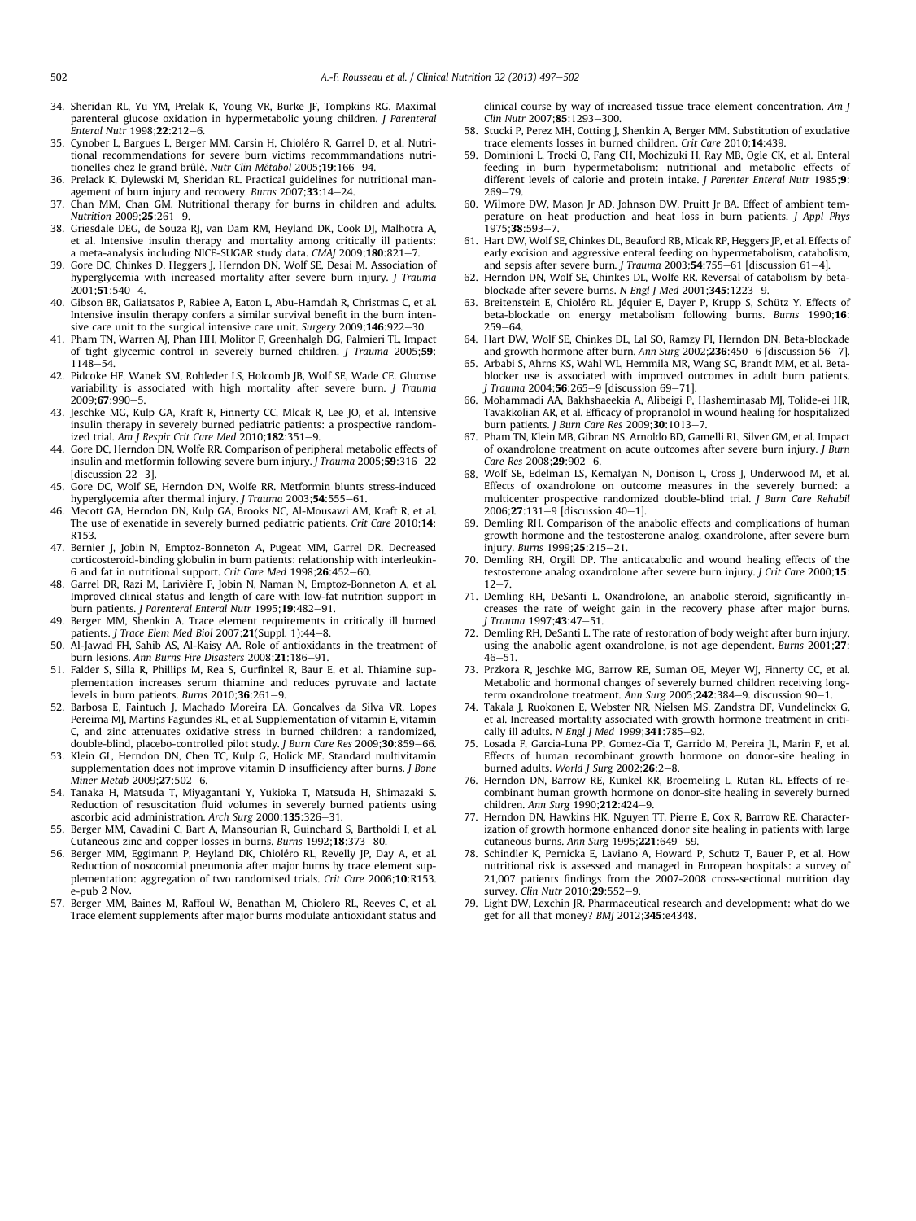34. Sheridan RL, Yu YM, Prelak K, Young VR, Burke JF, Tompkins RG. Maximal parenteral glucose oxidation in hypermetabolic young children. *J Parenteral Enteral Nutr* 1998;**22**:212–6.
35. Cynober L, Bargues L, Berger MM, Carsin H, Chioléro R, Garrel D, et al. Nutritional recommendations for severe burn victims recommmandations nutritionelles chez le grand brûlé. *Nutr Clin Métabol* 2005;**19**:166–94.
36. Prelack K, Dylewski M, Sheridan RL. Practical guidelines for nutritional management of burn injury and recovery. *Burns* 2007;**33**:14–24.
37. Chan MM, Chan GM. Nutritional therapy for burns in children and adults. *Nutrition* 2009;**25**:261–9.
38. Griesdale DEG, de Souza RJ, van Dam RM, Heyland DK, Cook DJ, Malhotra A, et al. Intensive insulin therapy and mortality among critically ill patients: a meta-analysis including NICE-SUGAR study data. *CMAJ* 2009;**180**:821–7.
39. Gore DC, Chinkes D, Heggers J, Herndon DN, Wolf SE, Desai M. Association of hyperglycemia with increased mortality after severe burn injury. *J Trauma* 2001;**51**:540–4.
40. Gibson BR, Galiatsatos P, Rabiee A, Eaton L, Abu-Hamdah R, Christmas C, et al. Intensive insulin therapy confers a similar survival benefit in the burn intensive care unit to the surgical intensive care unit. *Surgery* 2009;**146**:922–30.
41. Pham TN, Warren AJ, Phan HH, Molitor F, Greenhalgh DG, Palmieri TL. Impact of tight glycemic control in severely burned children. *J Trauma* 2005;**59**:1148–54.
42. Pidcoke HF, Wanek SM, Rohleder LS, Holcomb JB, Wolf SE, Wade CE. Glucose variability is associated with high mortality after severe burn. *J Trauma* 2009;**67**:990–5.
43. Jeschke MG, Kulp GA, Kraft R, Finnerty CC, Mlcak R, Lee JO, et al. Intensive insulin therapy in severely burned pediatric patients: a prospective randomized trial. *Am J Respir Crit Care Med* 2010;**182**:351–9.
44. Gore DC, Herndon DN, Wolfe RR. Comparison of peripheral metabolic effects of insulin and metformin following severe burn injury. *J Trauma* 2005;**59**:316–22 [discussion 22–3].
45. Gore DC, Wolf SE, Herndon DN, Wolfe RR. Metformin blunts stress-induced hyperglycemia after thermal injury. *J Trauma* 2003;**54**:555–61.
46. Mecott GA, Herndon DN, Kulp GA, Brooks NC, Al-Mousawi AM, Kraft R, et al. The use of exenatide in severely burned pediatric patients. *Crit Care* 2010;**14**:R153.
47. Bernier J, Jobin N, Emptoz-Bonneton A, Pugeat MM, Garrel DR. Decreased corticosteroid-binding globulin in burn patients: relationship with interleukin-6 and fat in nutritional support. *Crit Care Med* 1998;**26**:452–60.
48. Garrel DR, Razi M, Larivière F, Jobin N, Naman N, Emptoz-Bonneton A, et al. Improved clinical status and length of care with low-fat nutrition support in burn patients. *J Parenteral Enteral Nutr* 1995;**19**:482–91.
49. Berger MM, Shenkin A. Trace element requirements in critically ill burned patients. *J Trace Elem Med Biol* 2007;**21**(Suppl. 1):44–8.
50. Al-Jawad FH, Sahib AS, Al-Kaisy AA. Role of antioxidants in the treatment of burn lesions. *Ann Burns Fire Disasters* 2008;**21**:186–91.
51. Falder S, Silla R, Phillips M, Rea S, Gurfinkel R, Baur E, et al. Thiamine supplementation increases serum thiamine and reduces pyruvate and lactate levels in burn patients. *Burns* 2010;**36**:261–9.
52. Barbosa E, Faintuch J, Machado Moreira EA, Goncalves da Silva VR, Lopes Pereima MJ, Martins Fagundes RL, et al. Supplementation of vitamin E, vitamin C, and zinc attenuates oxidative stress in burned children: a randomized, double-blind, placebo-controlled pilot study. *J Burn Care Res* 2009;**30**:859–66.
53. Klein GL, Herndon DN, Chen TC, Kulp G, Holick MF. Standard multivitamin supplementation does not improve vitamin D insufficiency after burns. *J Bone Miner Metab* 2009;**27**:502–6.
54. Tanaka H, Matsuda T, Miyagantani Y, Yukioka T, Matsuda H, Shimazaki S. Reduction of resuscitation fluid volumes in severely burned patients using ascorbic acid administration. *Arch Surg* 2000;**135**:326–31.
55. Berger MM, Cavadini C, Bart A, Mansourian R, Guinchard S, Bartholdi I, et al. Cutaneous zinc and copper losses in burns. *Burns* 1992;**18**:373–80.
56. Berger MM, Eggimann P, Heyland DK, Chioléro RL, Revelly JP, Day A, et al. Reduction of nosocomial pneumonia after major burns by trace element supplementation: aggregation of two randomised trials. *Crit Care* 2006;**10**:R153. e-pub 2 Nov.
57. Berger MM, Baines M, Raffoul W, Benathan M, Chiolero RL, Reeves C, et al. Trace element supplements after major burns modulate antioxidant status and clinical course by way of increased tissue trace element concentration. *Am J Clin Nutr* 2007;**85**:1293–300.
58. Stucki P, Perez MH, Cotting J, Shenkin A, Berger MM. Substitution of exudative trace elements losses in burned children. *Crit Care* 2010;**14**:439.
59. Dominioni L, Trocki O, Fang CH, Mochizuki H, Ray MB, Ogle CK, et al. Enteral feeding in burn hypermetabolism: nutritional and metabolic effects of different levels of calorie and protein intake. *J Parenter Enteral Nutr* 1985;**9**:269–79.
60. Wilmore DW, Mason Jr AD, Johnson DW, Pruitt Jr BA. Effect of ambient temperature on heat production and heat loss in burn patients. *J Appl Phys* 1975;**38**:593–7.
61. Hart DW, Wolf SE, Chinkes DL, Beauford RB, Mlcak RP, Heggers JP, et al. Effects of early excision and aggressive enteral feeding on hypermetabolism, catabolism, and sepsis after severe burn. *J Trauma* 2003;**54**:755–61 [discussion 61–4].
62. Herndon DN, Wolf SE, Chinkes DL, Wolfe RR. Reversal of catabolism by beta-blockade after severe burns. *N Engl J Med* 2001;**345**:1223–9.
63. Breitenstein E, Chioléro RL, Jéquier E, Dayer P, Krupp S, Schütz Y. Effects of beta-blockade on energy metabolism following burns. *Burns* 1990;**16**:259–64.
64. Hart DW, Wolf SE, Chinkes DL, Lal SO, Ramzy PI, Herndon DN. Beta-blockade and growth hormone after burn. *Ann Surg* 2002;**236**:450–6 [discussion 56–7].
65. Arbabi S, Ahrns KS, Wahl WL, Hemmila MR, Wang SC, Brandt MM, et al. Beta-blocker use is associated with improved outcomes in adult burn patients. *J Trauma* 2004;**56**:265–9 [discussion 69–71].
66. Mohammadi AA, Bakhshaeekia A, Alibeigi P, Hasheminasab MJ, Tolide-ei HR, Tavakkolian AR, et al. Efficacy of propranolol in wound healing for hospitalized burn patients. *J Burn Care Res* 2009;**30**:1013–7.
67. Pham TN, Klein MB, Gibran NS, Arnoldo BD, Gamelli RL, Silver GM, et al. Impact of oxandrolone treatment on acute outcomes after severe burn injury. *J Burn Care Res* 2008;**29**:902–6.
68. Wolf SE, Edelman LS, Kemalyan N, Donison L, Cross J, Underwood M, et al. Effects of oxandrolone on outcome measures in the severely burned: a multicenter prospective randomized double-blind trial. *J Burn Care Rehabil* 2006;**27**:131–9 [discussion 40–1].
69. Demling RH. Comparison of the anabolic effects and complications of human growth hormone and the testosterone analog, oxandrolone, after severe burn injury. *Burns* 1999;**25**:215–21.
70. Demling RH, Orgill DP. The anticatabolic and wound healing effects of the testosterone analog oxandrolone after severe burn injury. *J Crit Care* 2000;**15**:12–7.
71. Demling RH, DeSanti L. Oxandrolone, an anabolic steroid, significantly increases the rate of weight gain in the recovery phase after major burns. *J Trauma* 1997;**43**:47–51.
72. Demling RH, DeSanti L. The rate of restoration of body weight after burn injury, using the anabolic agent oxandrolone, is not age dependent. *Burns* 2001;**27**:46–51.
73. Przkora R, Jeschke MG, Barrow RE, Suman OE, Meyer WJ, Finnerty CC, et al. Metabolic and hormonal changes of severely burned children receiving long-term oxandrolone treatment. *Ann Surg* 2005;**242**:384–9. discussion 90–1.
74. Takala J, Ruokonen E, Webster NR, Nielsen MS, Zandstra DF, Vundelinckx G, et al. Increased mortality associated with growth hormone treatment in critically ill adults. *N Engl J Med* 1999;**341**:785–92.
75. Losada F, Garcia-Luna PP, Gomez-Cia T, Garrido M, Pereira JL, Marin F, et al. Effects of human recombinant growth hormone on donor-site healing in burned adults. *World J Surg* 2002;**26**:2–8.
76. Herndon DN, Barrow RE, Kunkel KR, Broemeling L, Rutan RL. Effects of recombinant human growth hormone on donor-site healing in severely burned children. *Ann Surg* 1990;**212**:424–9.
77. Herndon DN, Hawkins HK, Nguyen TT, Pierre E, Cox R, Barrow RE. Characterization of growth hormone enhanced donor site healing in patients with large cutaneous burns. *Ann Surg* 1995;**221**:649–59.
78. Schindler K, Pernicka E, Laviano A, Howard P, Schutz T, Bauer P, et al. How nutritional risk is assessed and managed in European hospitals: a survey of 21,007 patients findings from the 2007-2008 cross-sectional nutrition day survey. *Clin Nutr* 2010;**29**:552–9.
79. Light DW, Lexchin JR. Pharmaceutical research and development: what do we get for all that money? *BMJ* 2012;**345**:e4348.